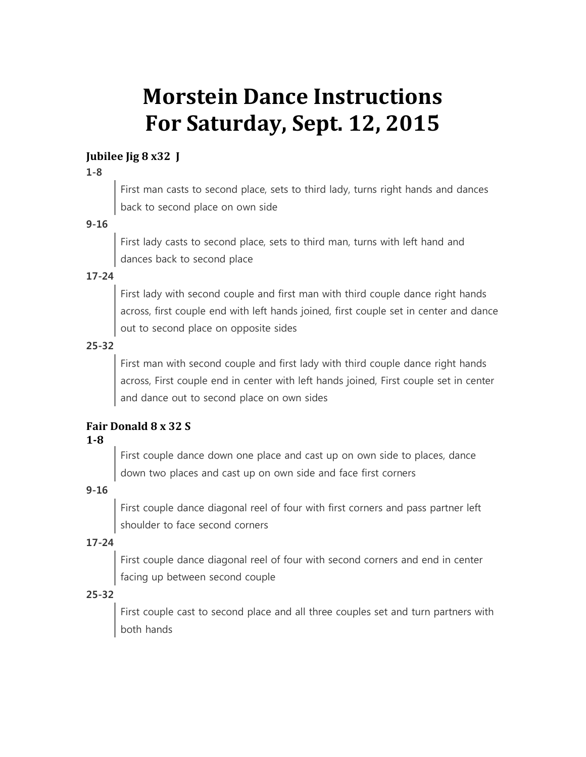# Morstein Dance Instructions
# For Saturday, Sept. 12, 2015

### Jubilee Jig 8 x32 J

**1-8**

> First man casts to second place, sets to third lady, turns right hands and dances back to second place on own side

**9-16**

> First lady casts to second place, sets to third man, turns with left hand and dances back to second place

**17-24**

> First lady with second couple and first man with third couple dance right hands across, first couple end with left hands joined, first couple set in center and dance out to second place on opposite sides

**25-32**

> First man with second couple and first lady with third couple dance right hands across, First couple end in center with left hands joined, First couple set in center and dance out to second place on own sides

### Fair Donald 8 x 32 S

**1-8**

> First couple dance down one place and cast up on own side to places, dance down two places and cast up on own side and face first corners

**9-16**

> First couple dance diagonal reel of four with first corners and pass partner left shoulder to face second corners

**17-24**

> First couple dance diagonal reel of four with second corners and end in center facing up between second couple

**25-32**

> First couple cast to second place and all three couples set and turn partners with both hands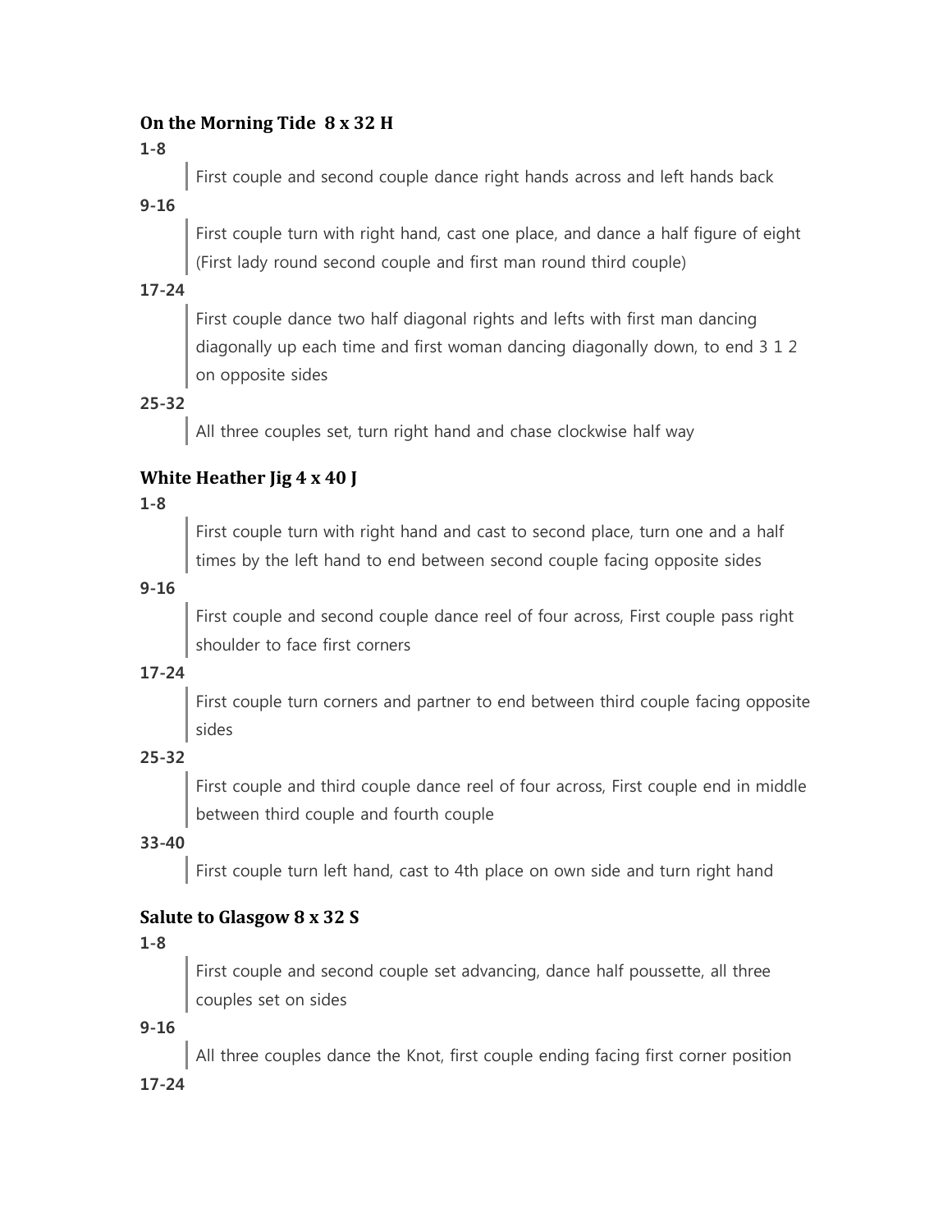### On the Morning Tide  8 x 32 H

**1-8**

> First couple and second couple dance right hands across and left hands back

**9-16**

> First couple turn with right hand, cast one place, and dance a half figure of eight (First lady round second couple and first man round third couple)

**17-24**

> First couple dance two half diagonal rights and lefts with first man dancing diagonally up each time and first woman dancing diagonally down, to end 3 1 2 on opposite sides

**25-32**

> All three couples set, turn right hand and chase clockwise half way

### White Heather Jig 4 x 40 J

**1-8**

> First couple turn with right hand and cast to second place, turn one and a half times by the left hand to end between second couple facing opposite sides

**9-16**

> First couple and second couple dance reel of four across, First couple pass right shoulder to face first corners

**17-24**

> First couple turn corners and partner to end between third couple facing opposite sides

**25-32**

> First couple and third couple dance reel of four across, First couple end in middle between third couple and fourth couple

**33-40**

> First couple turn left hand, cast to 4th place on own side and turn right hand

### Salute to Glasgow 8 x 32 S

**1-8**

> First couple and second couple set advancing, dance half poussette, all three couples set on sides

**9-16**

> All three couples dance the Knot, first couple ending facing first corner position

**17-24**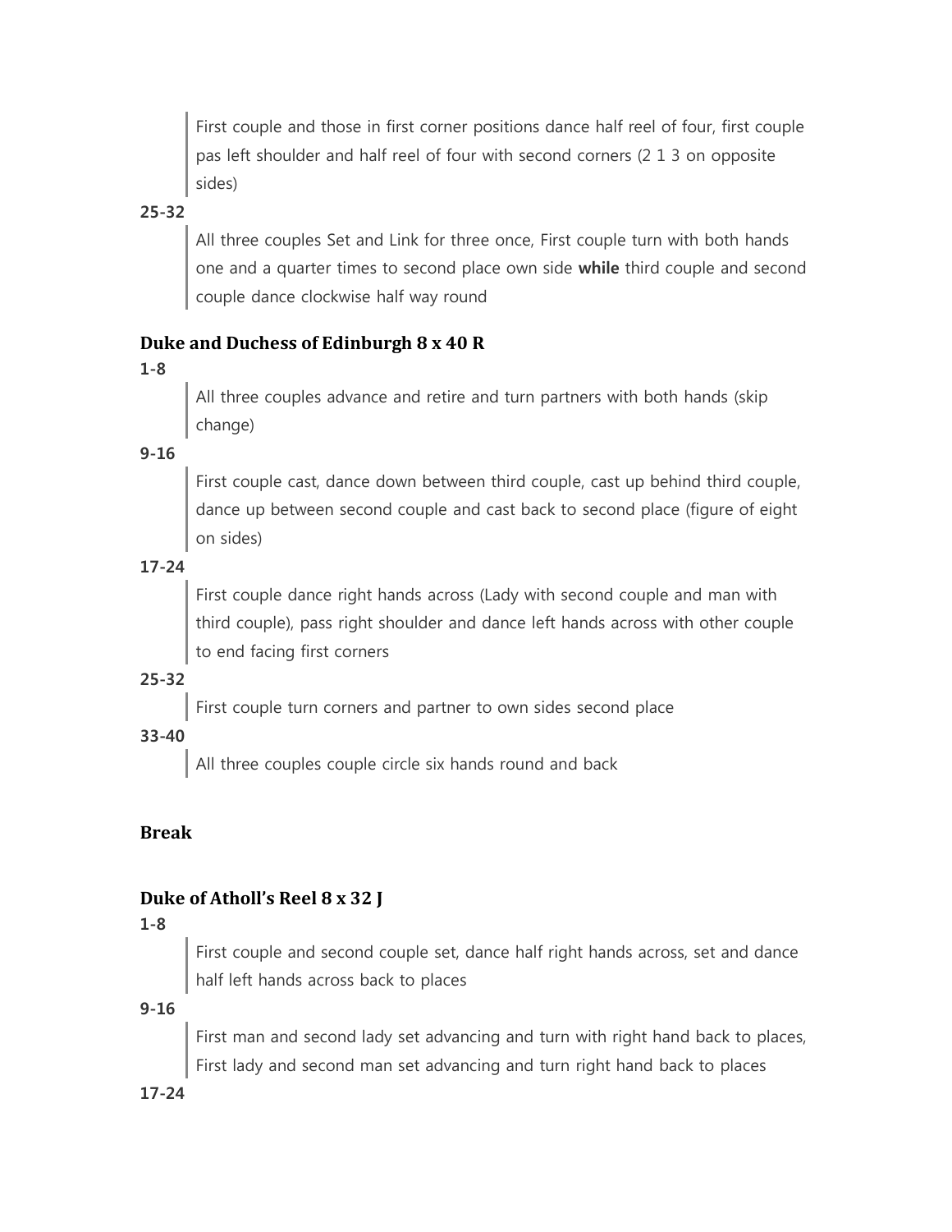> First couple and those in first corner positions dance half reel of four, first couple pas left shoulder and half reel of four with second corners (2 1 3 on opposite sides)

**25-32**

> All three couples Set and Link for three once, First couple turn with both hands one and a quarter times to second place own side **while** third couple and second couple dance clockwise half way round

### Duke and Duchess of Edinburgh 8 x 40 R

**1-8**

> All three couples advance and retire and turn partners with both hands (skip change)

**9-16**

> First couple cast, dance down between third couple, cast up behind third couple, dance up between second couple and cast back to second place (figure of eight on sides)

**17-24**

> First couple dance right hands across (Lady with second couple and man with third couple), pass right shoulder and dance left hands across with other couple to end facing first corners

**25-32**

> First couple turn corners and partner to own sides second place

**33-40**

> All three couples couple circle six hands round and back

### Break

### Duke of Atholl's Reel 8 x 32 J

**1-8**

> First couple and second couple set, dance half right hands across, set and dance half left hands across back to places

**9-16**

> First man and second lady set advancing and turn with right hand back to places, First lady and second man set advancing and turn right hand back to places

**17-24**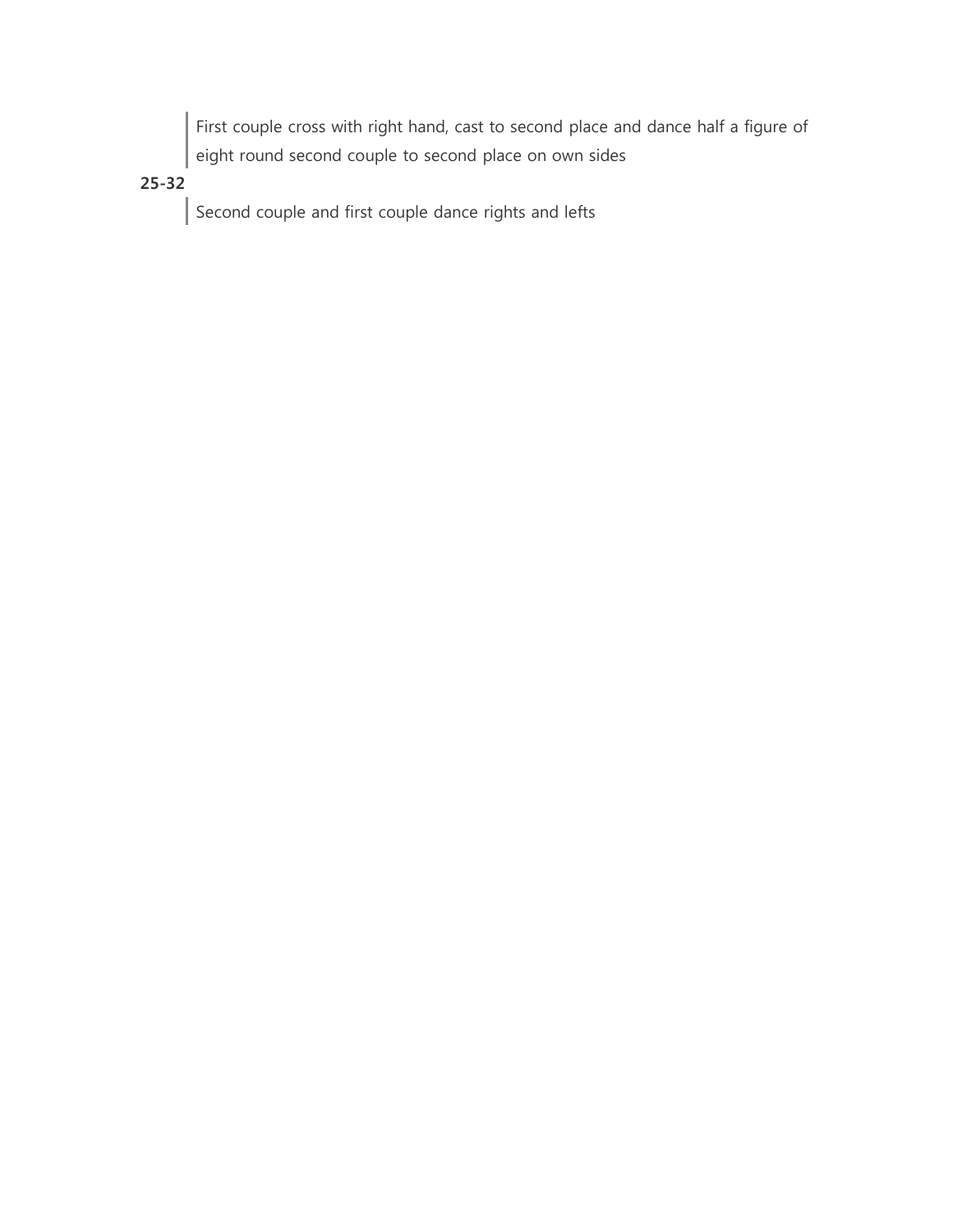> First couple cross with right hand, cast to second place and dance half a figure of eight round second couple to second place on own sides

**25-32**

> Second couple and first couple dance rights and lefts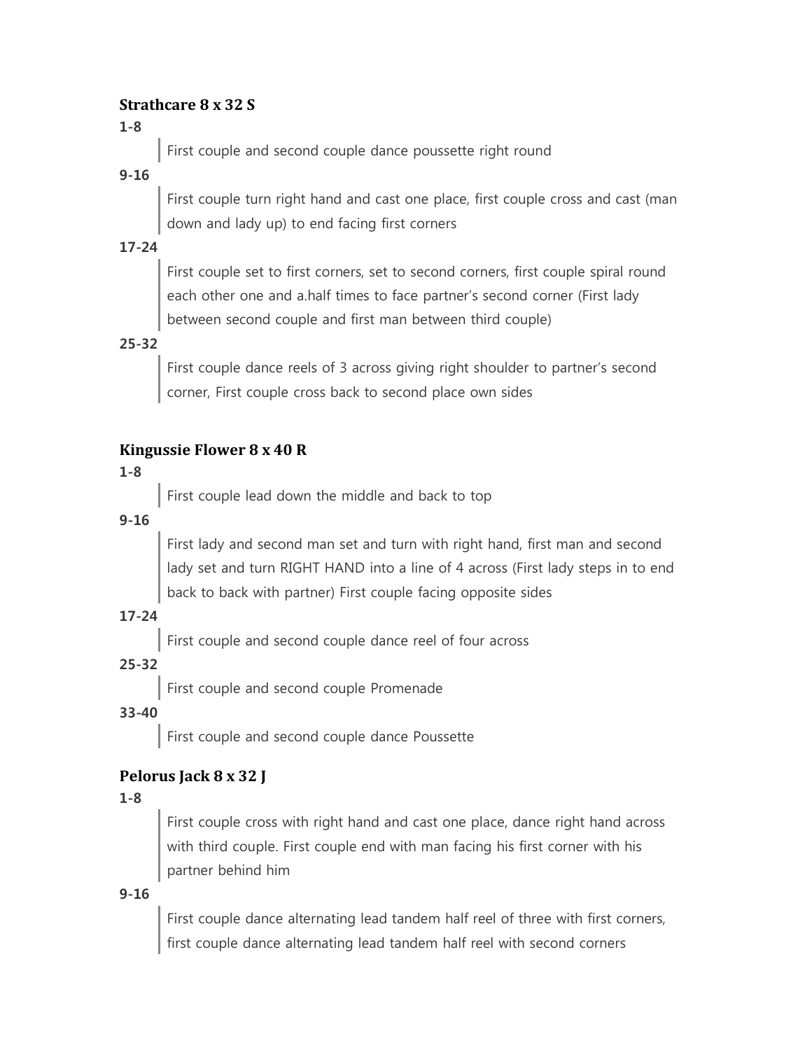### Strathcare 8 x 32 S

**1-8**

> First couple and second couple dance poussette right round

**9-16**

> First couple turn right hand and cast one place, first couple cross and cast (man down and lady up) to end facing first corners

**17-24**

> First couple set to first corners, set to second corners, first couple spiral round each other one and a.half times to face partner's second corner (First lady between second couple and first man between third couple)

**25-32**

> First couple dance reels of 3 across giving right shoulder to partner's second corner, First couple cross back to second place own sides

### Kingussie Flower 8 x 40 R

**1-8**

> First couple lead down the middle and back to top

**9-16**

> First lady and second man set and turn with right hand, first man and second lady set and turn RIGHT HAND into a line of 4 across (First lady steps in to end back to back with partner) First couple facing opposite sides

**17-24**

> First couple and second couple dance reel of four across

**25-32**

> First couple and second couple Promenade

**33-40**

> First couple and second couple dance Poussette

### Pelorus Jack 8 x 32 J

**1-8**

> First couple cross with right hand and cast one place, dance right hand across with third couple. First couple end with man facing his first corner with his partner behind him

**9-16**

> First couple dance alternating lead tandem half reel of three with first corners, first couple dance alternating lead tandem half reel with second corners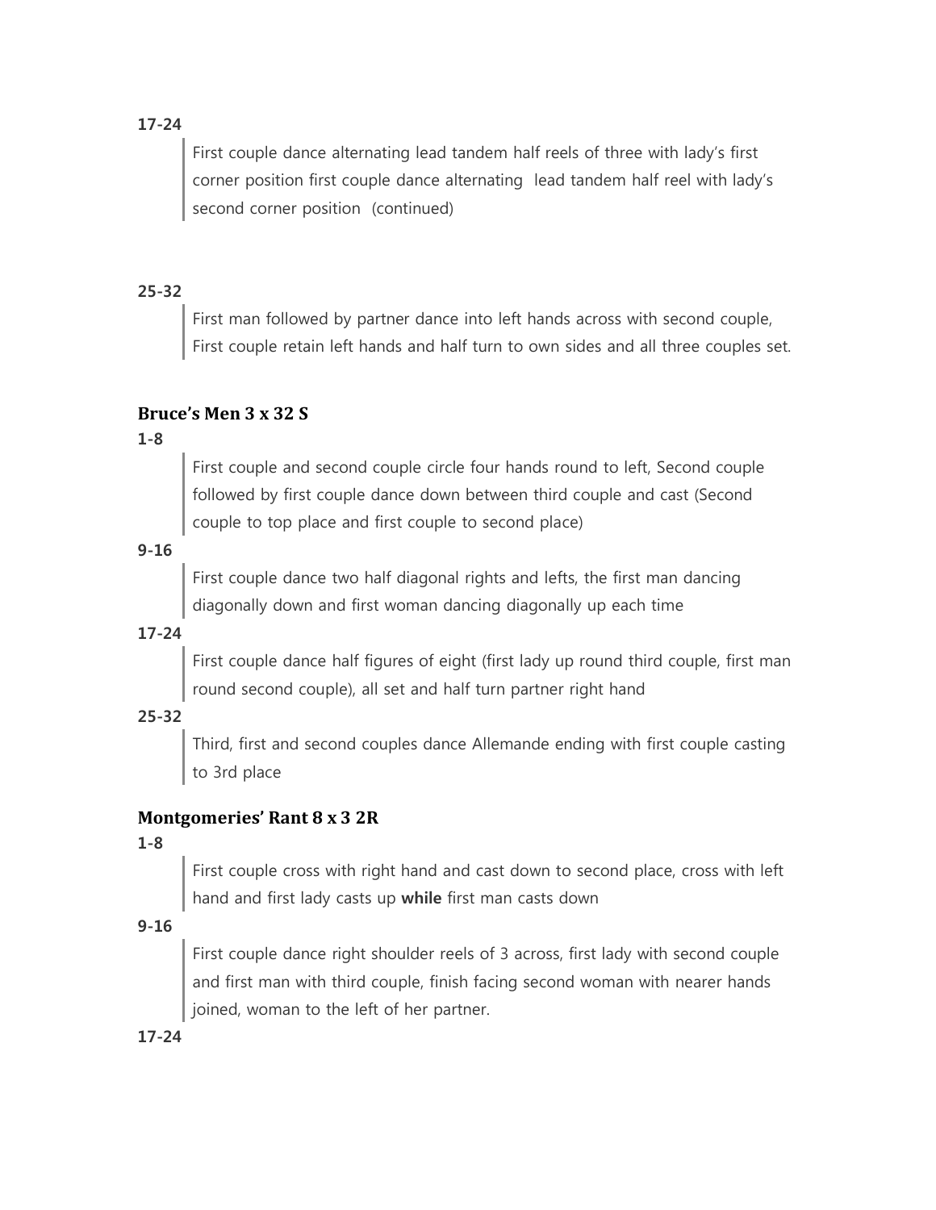**17-24**

> First couple dance alternating lead tandem half reels of three with lady's first corner position first couple dance alternating lead tandem half reel with lady's second corner position (continued)

**25-32**

> First man followed by partner dance into left hands across with second couple, First couple retain left hands and half turn to own sides and all three couples set.

### Bruce's Men 3 x 32 S

**1-8**

> First couple and second couple circle four hands round to left, Second couple followed by first couple dance down between third couple and cast (Second couple to top place and first couple to second place)

**9-16**

> First couple dance two half diagonal rights and lefts, the first man dancing diagonally down and first woman dancing diagonally up each time

**17-24**

> First couple dance half figures of eight (first lady up round third couple, first man round second couple), all set and half turn partner right hand

**25-32**

> Third, first and second couples dance Allemande ending with first couple casting to 3rd place

### Montgomeries' Rant 8 x 3 2R

**1-8**

> First couple cross with right hand and cast down to second place, cross with left hand and first lady casts up **while** first man casts down

**9-16**

> First couple dance right shoulder reels of 3 across, first lady with second couple and first man with third couple, finish facing second woman with nearer hands joined, woman to the left of her partner.

**17-24**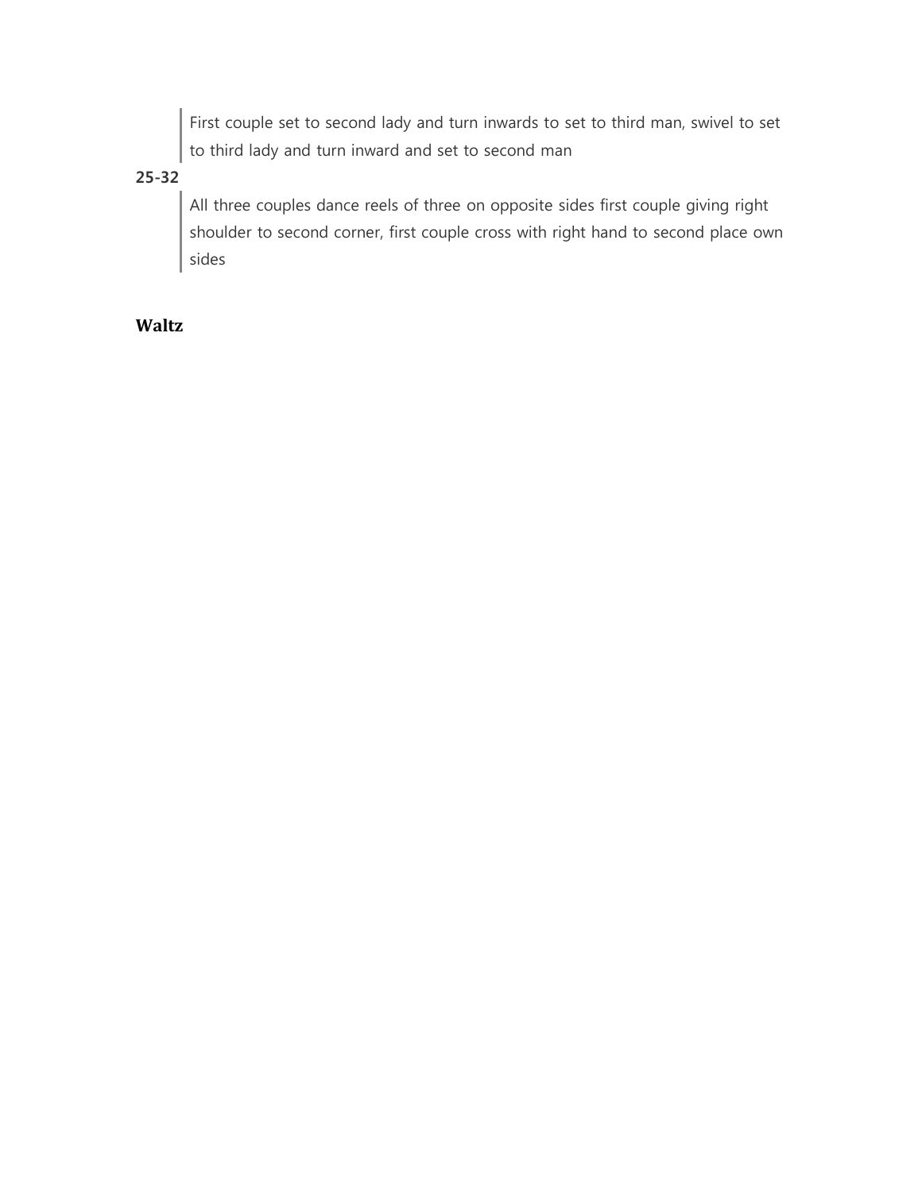> First couple set to second lady and turn inwards to set to third man, swivel to set to third lady and turn inward and set to second man

**25-32**

> All three couples dance reels of three on opposite sides first couple giving right shoulder to second corner, first couple cross with right hand to second place own sides

### Waltz